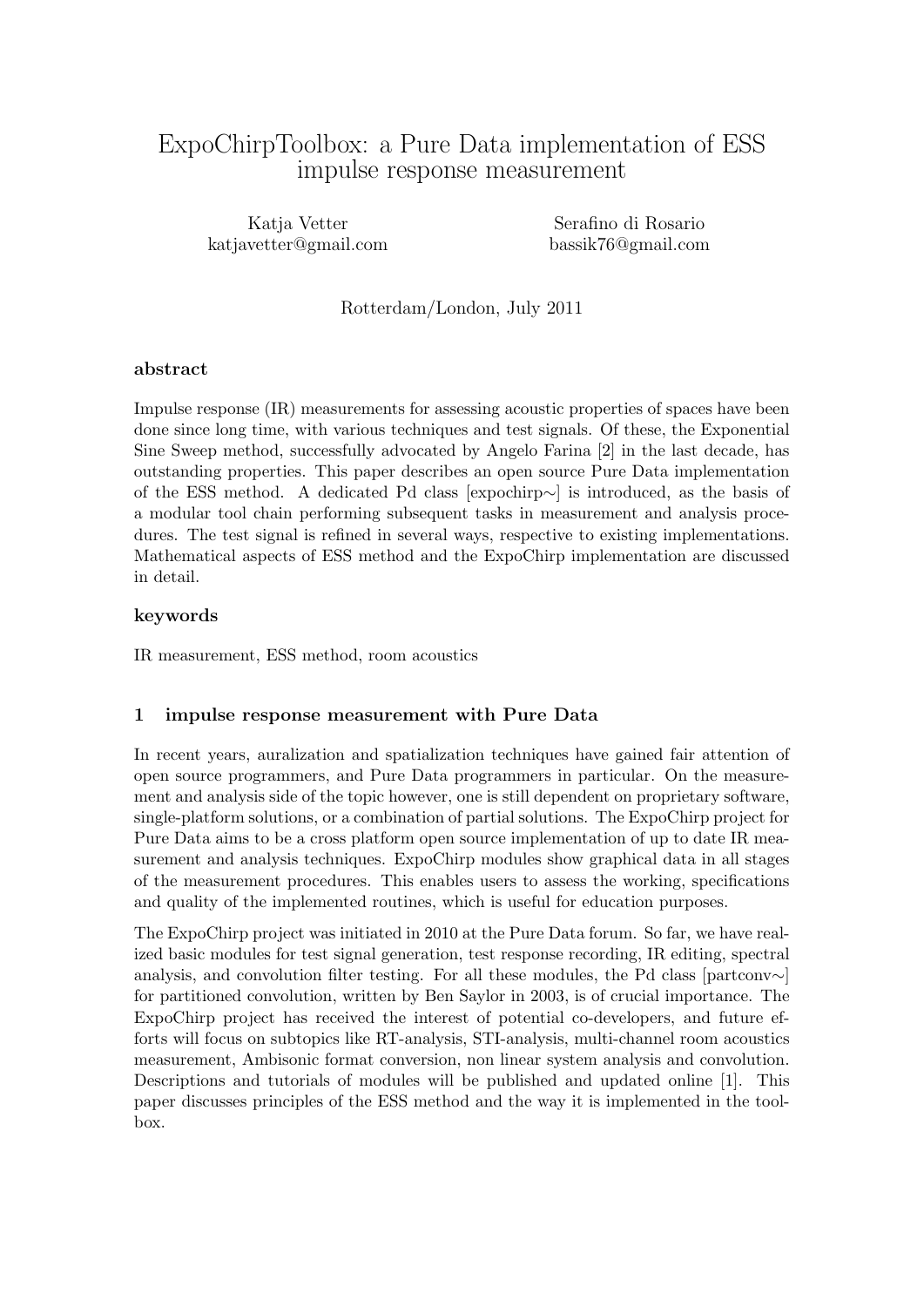# ExpoChirpToolbox: a Pure Data implementation of ESS impulse response measurement

Katja Vetter
katjavetter@gmail.com

Serafino di Rosario
bassik76@gmail.com

Rotterdam/London, July 2011

### abstract

Impulse response (IR) measurements for assessing acoustic properties of spaces have been done since long time, with various techniques and test signals. Of these, the Exponential Sine Sweep method, successfully advocated by Angelo Farina [2] in the last decade, has outstanding properties. This paper describes an open source Pure Data implementation of the ESS method. A dedicated Pd class [expochirp∼] is introduced, as the basis of a modular tool chain performing subsequent tasks in measurement and analysis procedures. The test signal is refined in several ways, respective to existing implementations. Mathematical aspects of ESS method and the ExpoChirp implementation are discussed in detail.

### keywords

IR measurement, ESS method, room acoustics

## 1 impulse response measurement with Pure Data

In recent years, auralization and spatialization techniques have gained fair attention of open source programmers, and Pure Data programmers in particular. On the measurement and analysis side of the topic however, one is still dependent on proprietary software, single-platform solutions, or a combination of partial solutions. The ExpoChirp project for Pure Data aims to be a cross platform open source implementation of up to date IR measurement and analysis techniques. ExpoChirp modules show graphical data in all stages of the measurement procedures. This enables users to assess the working, specifications and quality of the implemented routines, which is useful for education purposes.

The ExpoChirp project was initiated in 2010 at the Pure Data forum. So far, we have realized basic modules for test signal generation, test response recording, IR editing, spectral analysis, and convolution filter testing. For all these modules, the Pd class [partconv∼] for partitioned convolution, written by Ben Saylor in 2003, is of crucial importance. The ExpoChirp project has received the interest of potential co-developers, and future efforts will focus on subtopics like RT-analysis, STI-analysis, multi-channel room acoustics measurement, Ambisonic format conversion, non linear system analysis and convolution. Descriptions and tutorials of modules will be published and updated online [1]. This paper discusses principles of the ESS method and the way it is implemented in the toolbox.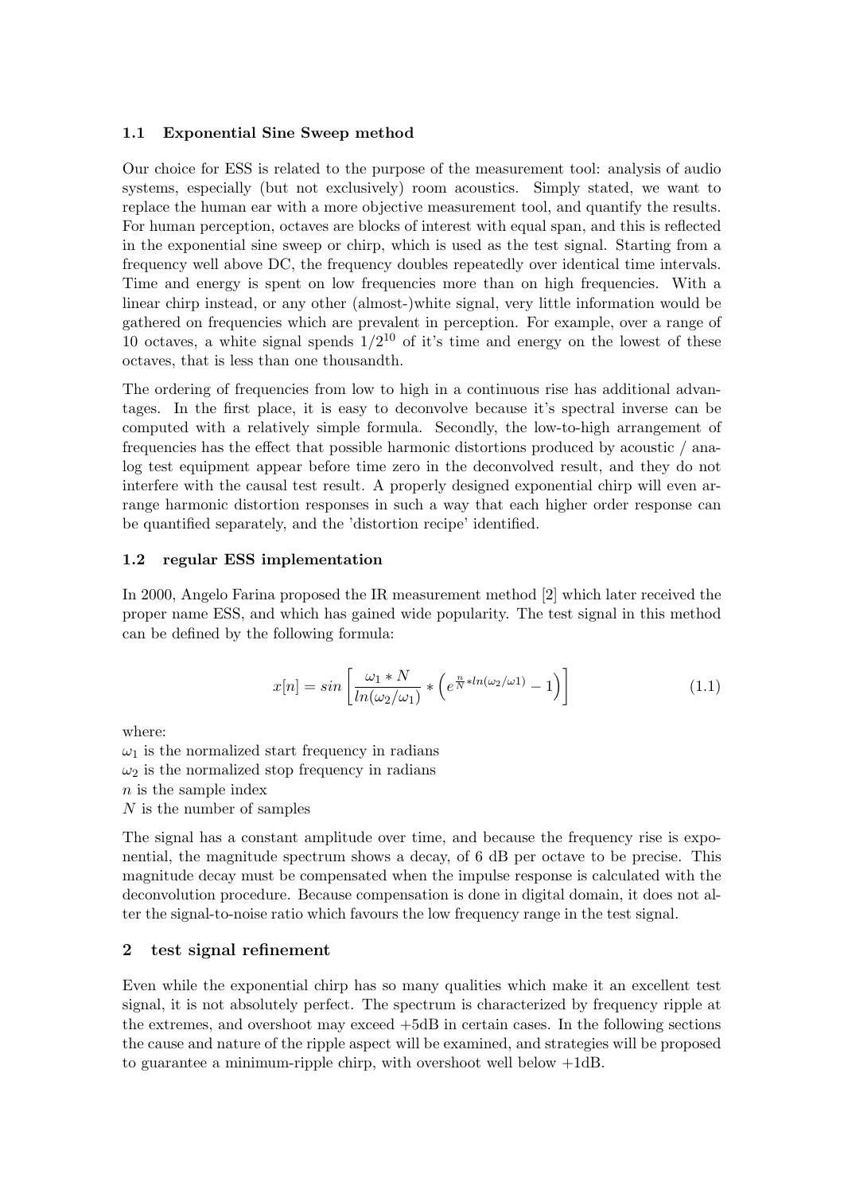### 1.1 Exponential Sine Sweep method

Our choice for ESS is related to the purpose of the measurement tool: analysis of audio systems, especially (but not exclusively) room acoustics. Simply stated, we want to replace the human ear with a more objective measurement tool, and quantify the results. For human perception, octaves are blocks of interest with equal span, and this is reflected in the exponential sine sweep or chirp, which is used as the test signal. Starting from a frequency well above DC, the frequency doubles repeatedly over identical time intervals. Time and energy is spent on low frequencies more than on high frequencies. With a linear chirp instead, or any other (almost-)white signal, very little information would be gathered on frequencies which are prevalent in perception. For example, over a range of 10 octaves, a white signal spends $1/2^{10}$ of it's time and energy on the lowest of these octaves, that is less than one thousandth.

The ordering of frequencies from low to high in a continuous rise has additional advantages. In the first place, it is easy to deconvolve because it's spectral inverse can be computed with a relatively simple formula. Secondly, the low-to-high arrangement of frequencies has the effect that possible harmonic distortions produced by acoustic / analog test equipment appear before time zero in the deconvolved result, and they do not interfere with the causal test result. A properly designed exponential chirp will even arrange harmonic distortion responses in such a way that each higher order response can be quantified separately, and the 'distortion recipe' identified.

### 1.2 regular ESS implementation

In 2000, Angelo Farina proposed the IR measurement method [2] which later received the proper name ESS, and which has gained wide popularity. The test signal in this method can be defined by the following formula:

$$x[n] = sin\left[\frac{\omega_1 * N}{ln(\omega_2/\omega_1)} * \left(e^{\frac{n}{N} * ln(\omega_2/\omega 1)} - 1\right)\right] \tag{1.1}$$

where:
$\omega_1$ is the normalized start frequency in radians
$\omega_2$ is the normalized stop frequency in radians
$n$ is the sample index
$N$ is the number of samples

The signal has a constant amplitude over time, and because the frequency rise is exponential, the magnitude spectrum shows a decay, of 6 dB per octave to be precise. This magnitude decay must be compensated when the impulse response is calculated with the deconvolution procedure. Because compensation is done in digital domain, it does not alter the signal-to-noise ratio which favours the low frequency range in the test signal.

## 2 test signal refinement

Even while the exponential chirp has so many qualities which make it an excellent test signal, it is not absolutely perfect. The spectrum is characterized by frequency ripple at the extremes, and overshoot may exceed +5dB in certain cases. In the following sections the cause and nature of the ripple aspect will be examined, and strategies will be proposed to guarantee a minimum-ripple chirp, with overshoot well below +1dB.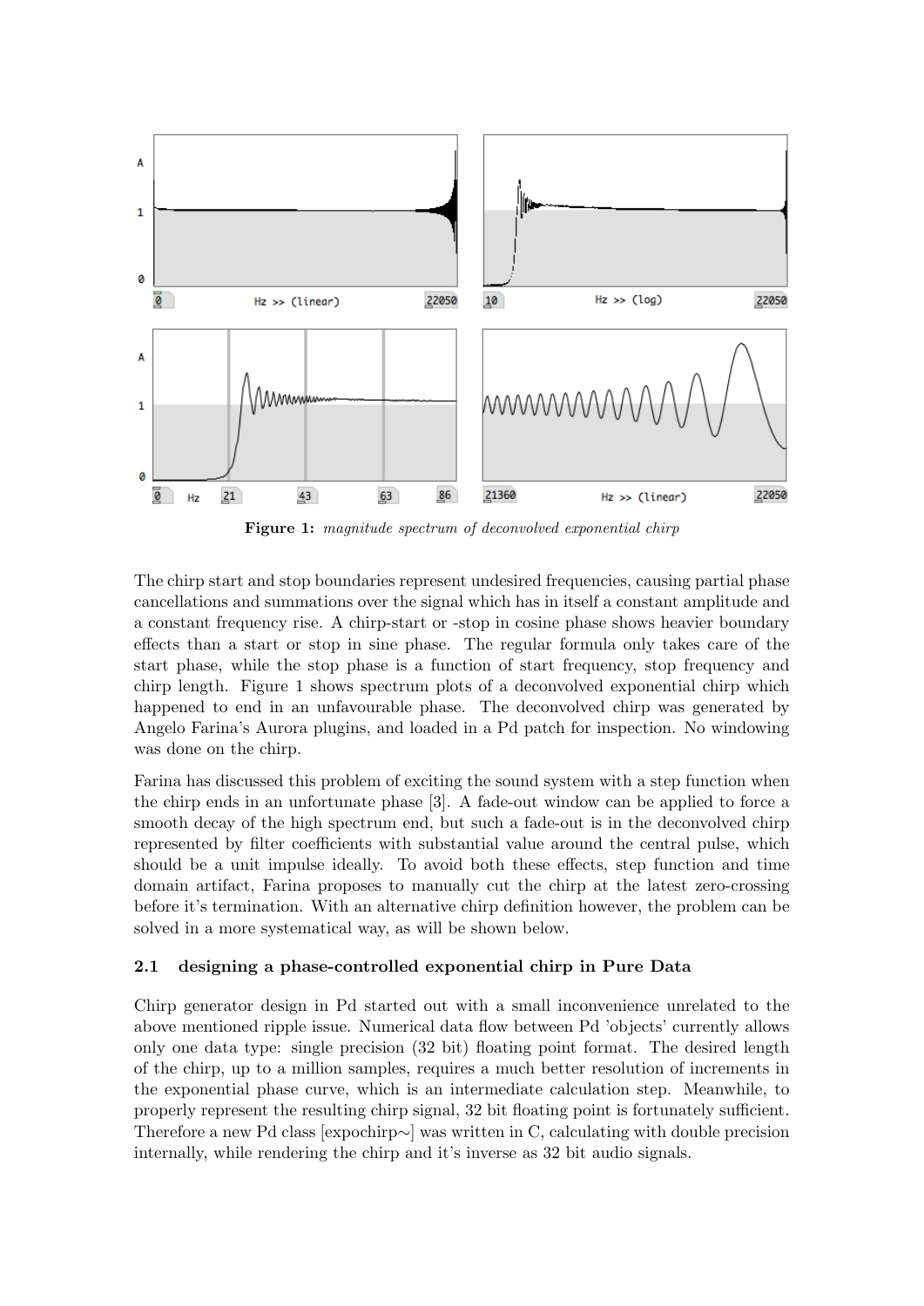Figure 1: *magnitude spectrum of deconvolved exponential chirp*

The chirp start and stop boundaries represent undesired frequencies, causing partial phase cancellations and summations over the signal which has in itself a constant amplitude and a constant frequency rise. A chirp-start or -stop in cosine phase shows heavier boundary effects than a start or stop in sine phase. The regular formula only takes care of the start phase, while the stop phase is a function of start frequency, stop frequency and chirp length. Figure 1 shows spectrum plots of a deconvolved exponential chirp which happened to end in an unfavourable phase. The deconvolved chirp was generated by Angelo Farina's Aurora plugins, and loaded in a Pd patch for inspection. No windowing was done on the chirp.

Farina has discussed this problem of exciting the sound system with a step function when the chirp ends in an unfortunate phase [3]. A fade-out window can be applied to force a smooth decay of the high spectrum end, but such a fade-out is in the deconvolved chirp represented by filter coefficients with substantial value around the central pulse, which should be a unit impulse ideally. To avoid both these effects, step function and time domain artifact, Farina proposes to manually cut the chirp at the latest zero-crossing before it's termination. With an alternative chirp definition however, the problem can be solved in a more systematical way, as will be shown below.

### 2.1 designing a phase-controlled exponential chirp in Pure Data

Chirp generator design in Pd started out with a small inconvenience unrelated to the above mentioned ripple issue. Numerical data flow between Pd 'objects' currently allows only one data type: single precision (32 bit) floating point format. The desired length of the chirp, up to a million samples, requires a much better resolution of increments in the exponential phase curve, which is an intermediate calculation step. Meanwhile, to properly represent the resulting chirp signal, 32 bit floating point is fortunately sufficient. Therefore a new Pd class [expochirp~] was written in C, calculating with double precision internally, while rendering the chirp and it's inverse as 32 bit audio signals.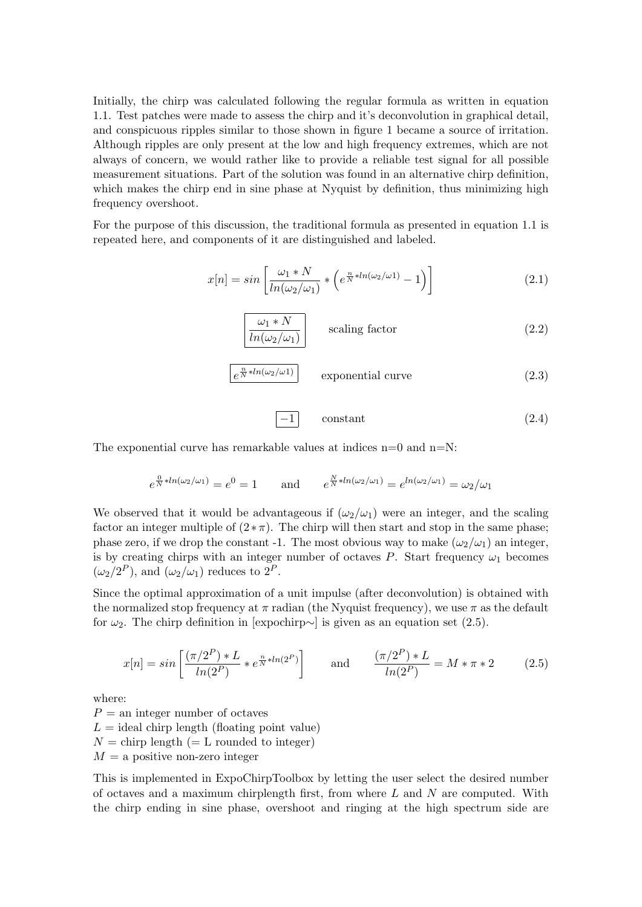Initially, the chirp was calculated following the regular formula as written in equation 1.1. Test patches were made to assess the chirp and it's deconvolution in graphical detail, and conspicuous ripples similar to those shown in figure 1 became a source of irritation. Although ripples are only present at the low and high frequency extremes, which are not always of concern, we would rather like to provide a reliable test signal for all possible measurement situations. Part of the solution was found in an alternative chirp definition, which makes the chirp end in sine phase at Nyquist by definition, thus minimizing high frequency overshoot.

For the purpose of this discussion, the traditional formula as presented in equation 1.1 is repeated here, and components of it are distinguished and labeled.

$$x[n] = sin\left[\frac{\omega_1 * N}{ln(\omega_2/\omega_1)} * \left(e^{\frac{n}{N} * ln(\omega_2/\omega1)} - 1\right)\right] \tag{2.1}$$

$$\boxed{\frac{\omega_1 * N}{ln(\omega_2/\omega_1)}} \qquad \text{scaling factor} \tag{2.2}$$

$$\boxed{e^{\frac{n}{N} * ln(\omega_2/\omega1)}} \qquad \text{exponential curve} \tag{2.3}$$

$$\boxed{-1} \qquad \text{constant} \tag{2.4}$$

The exponential curve has remarkable values at indices n=0 and n=N:

$$e^{\frac{0}{N} * ln(\omega_2/\omega_1)} = e^0 = 1 \qquad \text{and} \qquad e^{\frac{N}{N} * ln(\omega_2/\omega_1)} = e^{ln(\omega_2/\omega_1)} = \omega_2/\omega_1$$

We observed that it would be advantageous if $(\omega_2/\omega_1)$ were an integer, and the scaling factor an integer multiple of $(2 * \pi)$. The chirp will then start and stop in the same phase; phase zero, if we drop the constant -1. The most obvious way to make $(\omega_2/\omega_1)$ an integer, is by creating chirps with an integer number of octaves $P$. Start frequency $\omega_1$ becomes $(\omega_2/2^P)$, and $(\omega_2/\omega_1)$ reduces to $2^P$.

Since the optimal approximation of a unit impulse (after deconvolution) is obtained with the normalized stop frequency at $\pi$ radian (the Nyquist frequency), we use $\pi$ as the default for $\omega_2$. The chirp definition in [expochirp~] is given as an equation set (2.5).

$$x[n] = sin\left[\frac{(\pi/2^P) * L}{ln(2^P)} * e^{\frac{n}{N} * ln(2^P)}\right] \qquad \text{and} \qquad \frac{(\pi/2^P) * L}{ln(2^P)} = M * \pi * 2 \tag{2.5}$$

where:
$P$ = an integer number of octaves
$L$ = ideal chirp length (floating point value)
$N$ = chirp length (= L rounded to integer)
$M$ = a positive non-zero integer

This is implemented in ExpoChirpToolbox by letting the user select the desired number of octaves and a maximum chirplength first, from where $L$ and $N$ are computed. With the chirp ending in sine phase, overshoot and ringing at the high spectrum side are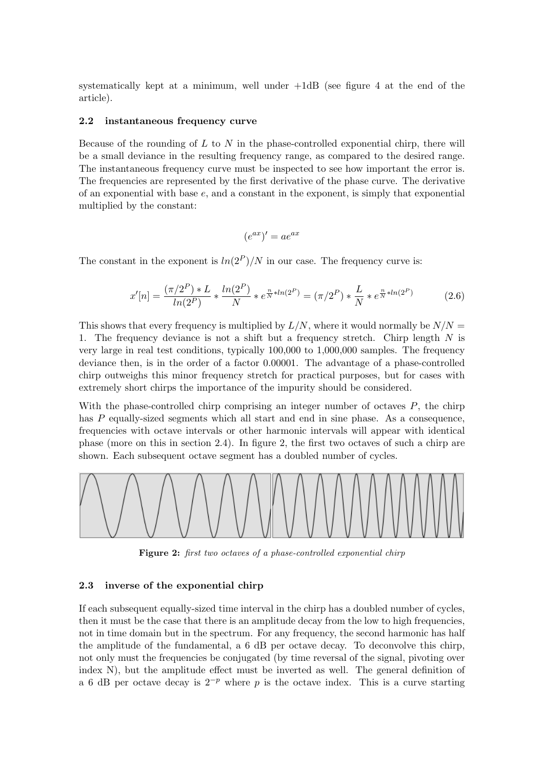systematically kept at a minimum, well under +1dB (see figure 4 at the end of the article).

### 2.2 instantaneous frequency curve

Because of the rounding of $L$ to $N$ in the phase-controlled exponential chirp, there will be a small deviance in the resulting frequency range, as compared to the desired range. The instantaneous frequency curve must be inspected to see how important the error is. The frequencies are represented by the first derivative of the phase curve. The derivative of an exponential with base $e$, and a constant in the exponent, is simply that exponential multiplied by the constant:

$$(e^{ax})' = ae^{ax}$$

The constant in the exponent is $ln(2^P)/N$ in our case. The frequency curve is:

$$x'[n] = \frac{(\pi/2^P) * L}{ln(2^P)} * \frac{ln(2^P)}{N} * e^{\frac{n}{N} * ln(2^P)} = (\pi/2^P) * \frac{L}{N} * e^{\frac{n}{N} * ln(2^P)} \tag{2.6}$$

This shows that every frequency is multiplied by $L/N$, where it would normally be $N/N = 1$. The frequency deviance is not a shift but a frequency stretch. Chirp length $N$ is very large in real test conditions, typically 100,000 to 1,000,000 samples. The frequency deviance then, is in the order of a factor 0.00001. The advantage of a phase-controlled chirp outweighs this minor frequency stretch for practical purposes, but for cases with extremely short chirps the importance of the impurity should be considered.

With the phase-controlled chirp comprising an integer number of octaves $P$, the chirp has $P$ equally-sized segments which all start and end in sine phase. As a consequence, frequencies with octave intervals or other harmonic intervals will appear with identical phase (more on this in section 2.4). In figure 2, the first two octaves of such a chirp are shown. Each subsequent octave segment has a doubled number of cycles.

**Figure 2:** *first two octaves of a phase-controlled exponential chirp*

### 2.3 inverse of the exponential chirp

If each subsequent equally-sized time interval in the chirp has a doubled number of cycles, then it must be the case that there is an amplitude decay from the low to high frequencies, not in time domain but in the spectrum. For any frequency, the second harmonic has half the amplitude of the fundamental, a 6 dB per octave decay. To deconvolve this chirp, not only must the frequencies be conjugated (by time reversal of the signal, pivoting over index N), but the amplitude effect must be inverted as well. The general definition of a 6 dB per octave decay is $2^{-p}$ where $p$ is the octave index. This is a curve starting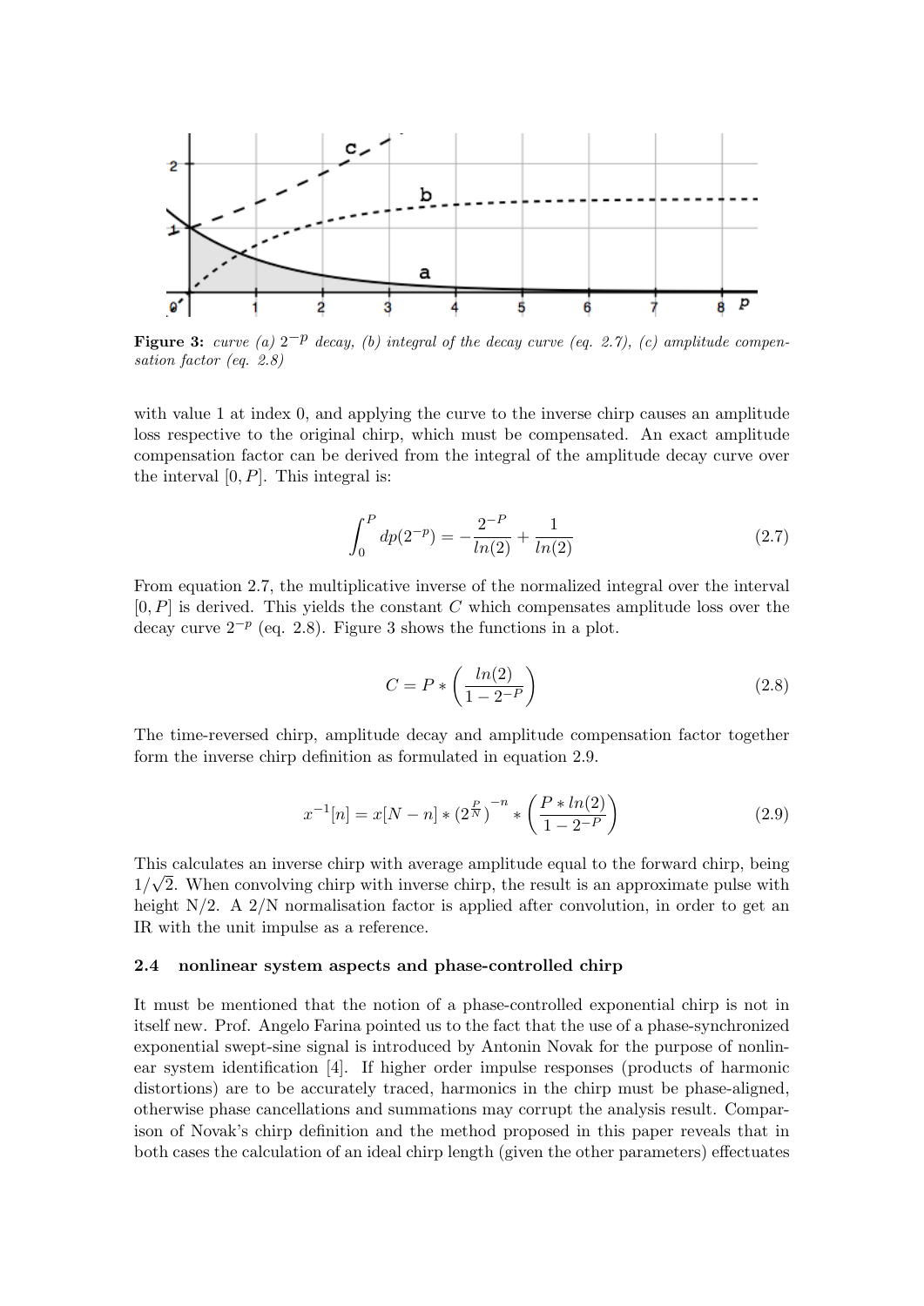**Figure 3:** *curve (a) $2^{-p}$ decay, (b) integral of the decay curve (eq. 2.7), (c) amplitude compensation factor (eq. 2.8)*

with value 1 at index 0, and applying the curve to the inverse chirp causes an amplitude loss respective to the original chirp, which must be compensated. An exact amplitude compensation factor can be derived from the integral of the amplitude decay curve over the interval $[0, P]$. This integral is:

$$\int_0^P dp(2^{-p}) = -\frac{2^{-P}}{ln(2)} + \frac{1}{ln(2)} \tag{2.7}$$

From equation 2.7, the multiplicative inverse of the normalized integral over the interval $[0, P]$ is derived. This yields the constant $C$ which compensates amplitude loss over the decay curve $2^{-p}$ (eq. 2.8). Figure 3 shows the functions in a plot.

$$C = P * \left(\frac{ln(2)}{1 - 2^{-P}}\right) \tag{2.8}$$

The time-reversed chirp, amplitude decay and amplitude compensation factor together form the inverse chirp definition as formulated in equation 2.9.

$$x^{-1}[n] = x[N - n] * (2^{\frac{P}{N}})^{-n} * \left(\frac{P * ln(2)}{1 - 2^{-P}}\right) \tag{2.9}$$

This calculates an inverse chirp with average amplitude equal to the forward chirp, being $1/\sqrt{2}$. When convolving chirp with inverse chirp, the result is an approximate pulse with height N/2. A 2/N normalisation factor is applied after convolution, in order to get an IR with the unit impulse as a reference.

### 2.4 nonlinear system aspects and phase-controlled chirp

It must be mentioned that the notion of a phase-controlled exponential chirp is not in itself new. Prof. Angelo Farina pointed us to the fact that the use of a phase-synchronized exponential swept-sine signal is introduced by Antonin Novak for the purpose of nonlinear system identification [4]. If higher order impulse responses (products of harmonic distortions) are to be accurately traced, harmonics in the chirp must be phase-aligned, otherwise phase cancellations and summations may corrupt the analysis result. Comparison of Novak's chirp definition and the method proposed in this paper reveals that in both cases the calculation of an ideal chirp length (given the other parameters) effectuates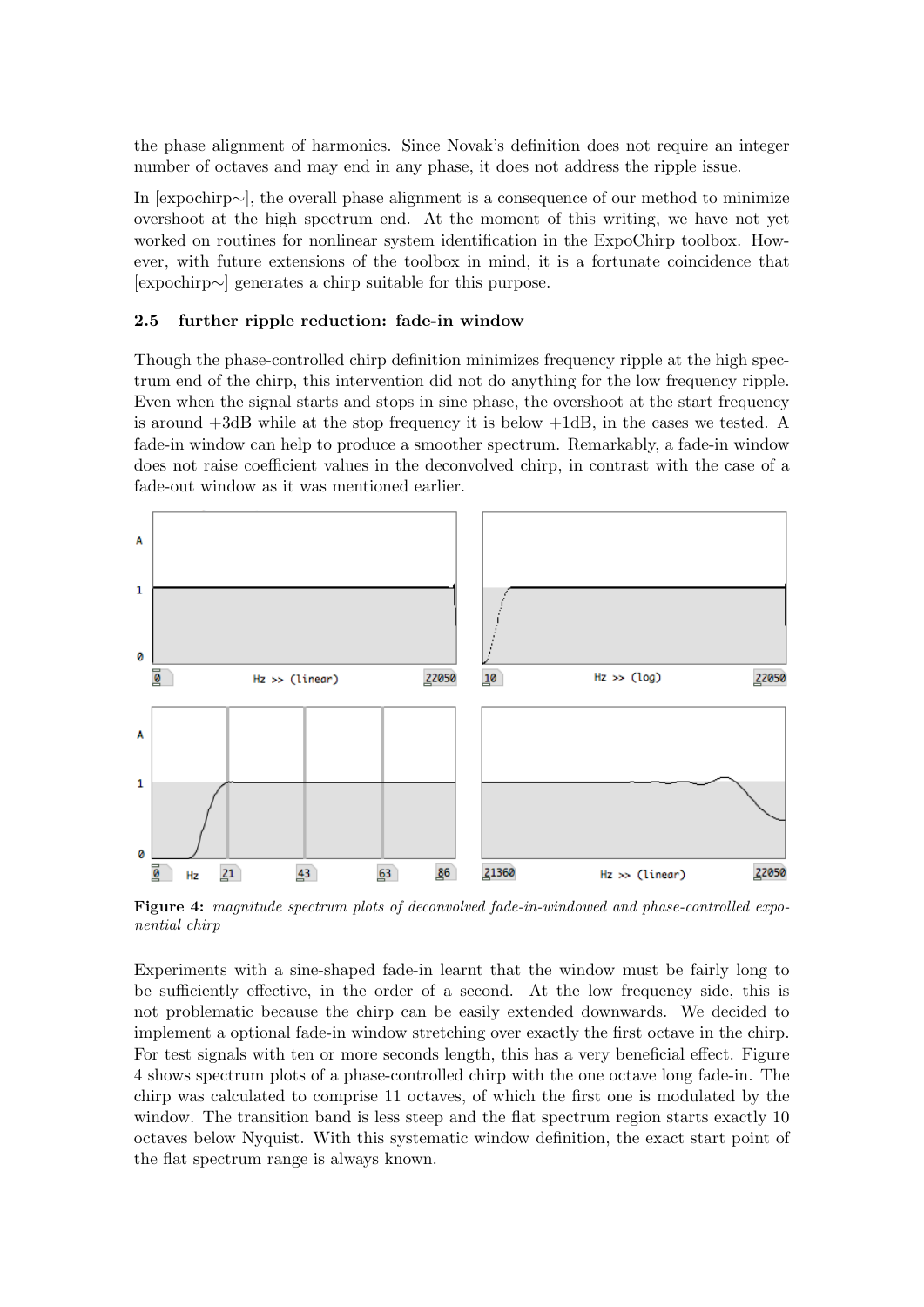the phase alignment of harmonics. Since Novak's definition does not require an integer number of octaves and may end in any phase, it does not address the ripple issue.

In [expochirp~], the overall phase alignment is a consequence of our method to minimize overshoot at the high spectrum end. At the moment of this writing, we have not yet worked on routines for nonlinear system identification in the ExpoChirp toolbox. However, with future extensions of the toolbox in mind, it is a fortunate coincidence that [expochirp~] generates a chirp suitable for this purpose.

### 2.5 further ripple reduction: fade-in window

Though the phase-controlled chirp definition minimizes frequency ripple at the high spectrum end of the chirp, this intervention did not do anything for the low frequency ripple. Even when the signal starts and stops in sine phase, the overshoot at the start frequency is around +3dB while at the stop frequency it is below +1dB, in the cases we tested. A fade-in window can help to produce a smoother spectrum. Remarkably, a fade-in window does not raise coefficient values in the deconvolved chirp, in contrast with the case of a fade-out window as it was mentioned earlier.

**Figure 4:** *magnitude spectrum plots of deconvolved fade-in-windowed and phase-controlled exponential chirp*

Experiments with a sine-shaped fade-in learnt that the window must be fairly long to be sufficiently effective, in the order of a second. At the low frequency side, this is not problematic because the chirp can be easily extended downwards. We decided to implement a optional fade-in window stretching over exactly the first octave in the chirp. For test signals with ten or more seconds length, this has a very beneficial effect. Figure 4 shows spectrum plots of a phase-controlled chirp with the one octave long fade-in. The chirp was calculated to comprise 11 octaves, of which the first one is modulated by the window. The transition band is less steep and the flat spectrum region starts exactly 10 octaves below Nyquist. With this systematic window definition, the exact start point of the flat spectrum range is always known.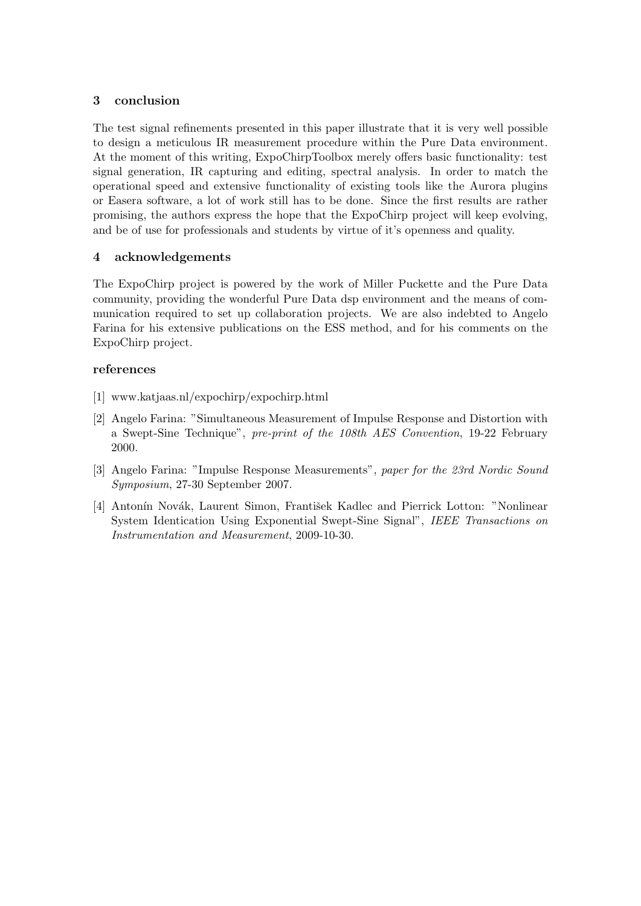## 3 conclusion

The test signal refinements presented in this paper illustrate that it is very well possible to design a meticulous IR measurement procedure within the Pure Data environment. At the moment of this writing, ExpoChirpToolbox merely offers basic functionality: test signal generation, IR capturing and editing, spectral analysis. In order to match the operational speed and extensive functionality of existing tools like the Aurora plugins or Easera software, a lot of work still has to be done. Since the first results are rather promising, the authors express the hope that the ExpoChirp project will keep evolving, and be of use for professionals and students by virtue of it's openness and quality.

## 4 acknowledgements

The ExpoChirp project is powered by the work of Miller Puckette and the Pure Data community, providing the wonderful Pure Data dsp environment and the means of communication required to set up collaboration projects. We are also indebted to Angelo Farina for his extensive publications on the ESS method, and for his comments on the ExpoChirp project.

## references

[1] www.katjaas.nl/expochirp/expochirp.html

[2] Angelo Farina: "Simultaneous Measurement of Impulse Response and Distortion with a Swept-Sine Technique", *pre-print of the 108th AES Convention*, 19-22 February 2000.

[3] Angelo Farina: "Impulse Response Measurements", *paper for the 23rd Nordic Sound Symposium*, 27-30 September 2007.

[4] Antonín Novák, Laurent Simon, František Kadlec and Pierrick Lotton: "Nonlinear System Identication Using Exponential Swept-Sine Signal", *IEEE Transactions on Instrumentation and Measurement*, 2009-10-30.